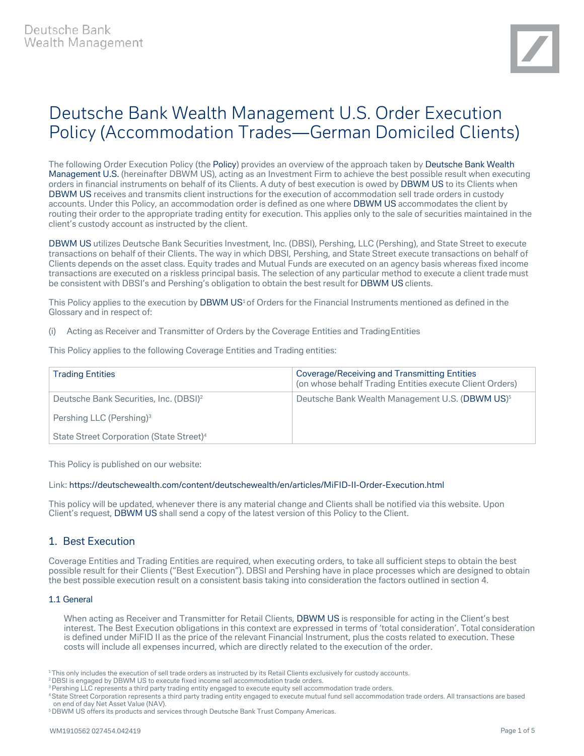Deutsche Bank
Wealth Management

# Deutsche Bank Wealth Management U.S. Order Execution Policy (Accommodation Trades—German Domiciled Clients)

The following Order Execution Policy (the Policy) provides an overview of the approach taken by Deutsche Bank Wealth Management U.S. (hereinafter DBWM US), acting as an Investment Firm to achieve the best possible result when executing orders in financial instruments on behalf of its Clients. A duty of best execution is owed by DBWM US to its Clients when DBWM US receives and transmits client instructions for the execution of accommodation sell trade orders in custody accounts. Under this Policy, an accommodation order is defined as one where DBWM US accommodates the client by routing their order to the appropriate trading entity for execution. This applies only to the sale of securities maintained in the client's custody account as instructed by the client.

DBWM US utilizes Deutsche Bank Securities Investment, Inc. (DBSI), Pershing, LLC (Pershing), and State Street to execute transactions on behalf of their Clients. The way in which DBSI, Pershing, and State Street execute transactions on behalf of Clients depends on the asset class. Equity trades and Mutual Funds are executed on an agency basis whereas fixed income transactions are executed on a riskless principal basis. The selection of any particular method to execute a client trade must be consistent with DBSI's and Pershing's obligation to obtain the best result for DBWM US clients.

This Policy applies to the execution by DBWM US[1] of Orders for the Financial Instruments mentioned as defined in the Glossary and in respect of:

(i) Acting as Receiver and Transmitter of Orders by the Coverage Entities and Trading Entities

This Policy applies to the following Coverage Entities and Trading entities:

| Trading Entities | Coverage/Receiving and Transmitting Entities (on whose behalf Trading Entities execute Client Orders) |
|---|---|
| Deutsche Bank Securities, Inc. (DBSI)[2] | Deutsche Bank Wealth Management U.S. (DBWM US)[5] |
| Pershing LLC (Pershing)[3] | |
| State Street Corporation (State Street)[4] | |

This Policy is published on our website:

Link: https://deutschewealth.com/content/deutschewealth/en/articles/MiFID-II-Order-Execution.html

This policy will be updated, whenever there is any material change and Clients shall be notified via this website. Upon Client's request, DBWM US shall send a copy of the latest version of this Policy to the Client.

## 1. Best Execution

Coverage Entities and Trading Entities are required, when executing orders, to take all sufficient steps to obtain the best possible result for their Clients ("Best Execution"). DBSI and Pershing have in place processes which are designed to obtain the best possible execution result on a consistent basis taking into consideration the factors outlined in section 4.

### 1.1 General

When acting as Receiver and Transmitter for Retail Clients, DBWM US is responsible for acting in the Client's best interest. The Best Execution obligations in this context are expressed in terms of 'total consideration'. Total consideration is defined under MiFID II as the price of the relevant Financial Instrument, plus the costs related to execution. These costs will include all expenses incurred, which are directly related to the execution of the order.

[1] This only includes the execution of sell trade orders as instructed by its Retail Clients exclusively for custody accounts.
[2] DBSI is engaged by DBWM US to execute fixed income sell accommodation trade orders.
[3] Pershing LLC represents a third party trading entity engaged to execute equity sell accommodation trade orders.
[4] State Street Corporation represents a third party trading entity engaged to execute mutual fund sell accommodation trade orders. All transactions are based on end of day Net Asset Value (NAV).
[5] DBWM US offers its products and services through Deutsche Bank Trust Company Americas.

WM1910562 027454.042419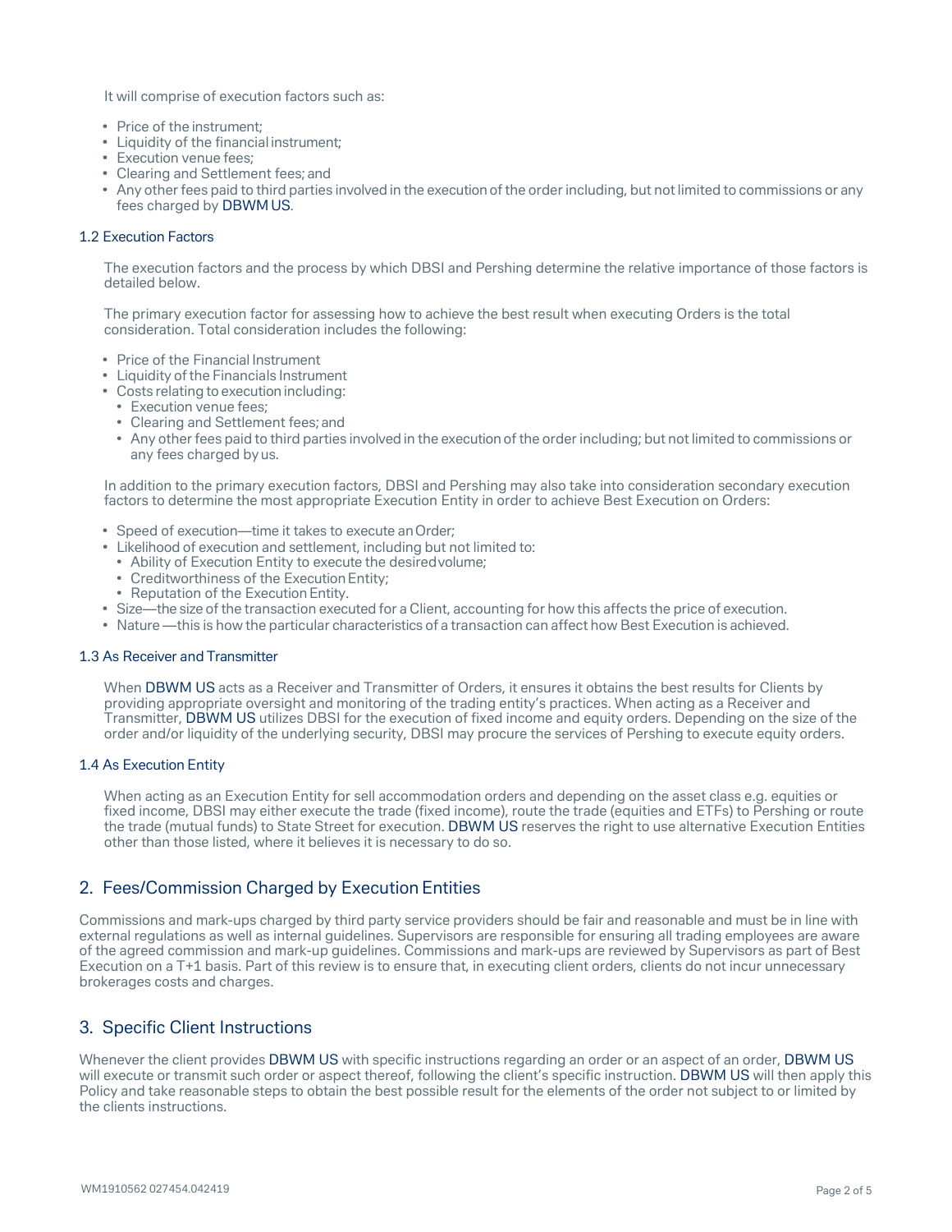It will comprise of execution factors such as:

- Price of the instrument;
- Liquidity of the financial instrument;
- Execution venue fees;
- Clearing and Settlement fees; and
- Any other fees paid to third parties involved in the execution of the order including, but not limited to commissions or any fees charged by DBWM US.

### 1.2 Execution Factors

The execution factors and the process by which DBSI and Pershing determine the relative importance of those factors is detailed below.

The primary execution factor for assessing how to achieve the best result when executing Orders is the total consideration. Total consideration includes the following:

- Price of the Financial Instrument
- Liquidity of the Financials Instrument
- Costs relating to execution including:
  - Execution venue fees;
  - Clearing and Settlement fees; and
  - Any other fees paid to third parties involved in the execution of the order including; but not limited to commissions or any fees charged by us.

In addition to the primary execution factors, DBSI and Pershing may also take into consideration secondary execution factors to determine the most appropriate Execution Entity in order to achieve Best Execution on Orders:

- Speed of execution—time it takes to execute an Order;
- Likelihood of execution and settlement, including but not limited to:
  - Ability of Execution Entity to execute the desired volume;
  - Creditworthiness of the Execution Entity;
  - Reputation of the Execution Entity.
- Size—the size of the transaction executed for a Client, accounting for how this affects the price of execution.
- Nature —this is how the particular characteristics of a transaction can affect how Best Execution is achieved.

### 1.3 As Receiver and Transmitter

When DBWM US acts as a Receiver and Transmitter of Orders, it ensures it obtains the best results for Clients by providing appropriate oversight and monitoring of the trading entity's practices. When acting as a Receiver and Transmitter, DBWM US utilizes DBSI for the execution of fixed income and equity orders. Depending on the size of the order and/or liquidity of the underlying security, DBSI may procure the services of Pershing to execute equity orders.

### 1.4 As Execution Entity

When acting as an Execution Entity for sell accommodation orders and depending on the asset class e.g. equities or fixed income, DBSI may either execute the trade (fixed income), route the trade (equities and ETFs) to Pershing or route the trade (mutual funds) to State Street for execution. DBWM US reserves the right to use alternative Execution Entities other than those listed, where it believes it is necessary to do so.

## 2. Fees/Commission Charged by Execution Entities

Commissions and mark-ups charged by third party service providers should be fair and reasonable and must be in line with external regulations as well as internal guidelines. Supervisors are responsible for ensuring all trading employees are aware of the agreed commission and mark-up guidelines. Commissions and mark-ups are reviewed by Supervisors as part of Best Execution on a T+1 basis. Part of this review is to ensure that, in executing client orders, clients do not incur unnecessary brokerages costs and charges.

## 3. Specific Client Instructions

Whenever the client provides DBWM US with specific instructions regarding an order or an aspect of an order, DBWM US will execute or transmit such order or aspect thereof, following the client's specific instruction. DBWM US will then apply this Policy and take reasonable steps to obtain the best possible result for the elements of the order not subject to or limited by the clients instructions.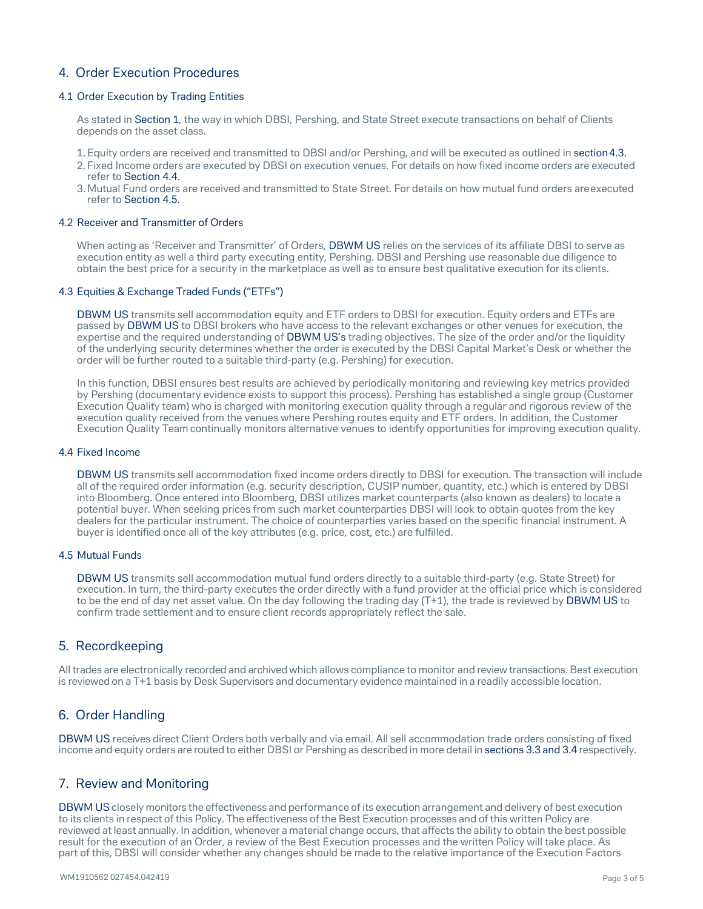## 4. Order Execution Procedures

### 4.1 Order Execution by Trading Entities

As stated in Section 1, the way in which DBSI, Pershing, and State Street execute transactions on behalf of Clients depends on the asset class.

1. Equity orders are received and transmitted to DBSI and/or Pershing, and will be executed as outlined in section 4.3.
2. Fixed Income orders are executed by DBSI on execution venues. For details on how fixed income orders are executed refer to Section 4.4.
3. Mutual Fund orders are received and transmitted to State Street. For details on how mutual fund orders are executed refer to Section 4.5.

### 4.2 Receiver and Transmitter of Orders

When acting as 'Receiver and Transmitter' of Orders, DBWM US relies on the services of its affiliate DBSI to serve as execution entity as well a third party executing entity, Pershing. DBSI and Pershing use reasonable due diligence to obtain the best price for a security in the marketplace as well as to ensure best qualitative execution for its clients.

### 4.3 Equities & Exchange Traded Funds ("ETFs")

DBWM US transmits sell accommodation equity and ETF orders to DBSI for execution. Equity orders and ETFs are passed by DBWM US to DBSI brokers who have access to the relevant exchanges or other venues for execution, the expertise and the required understanding of DBWM US's trading objectives. The size of the order and/or the liquidity of the underlying security determines whether the order is executed by the DBSI Capital Market's Desk or whether the order will be further routed to a suitable third-party (e.g. Pershing) for execution.

In this function, DBSI ensures best results are achieved by periodically monitoring and reviewing key metrics provided by Pershing (documentary evidence exists to support this process). Pershing has established a single group (Customer Execution Quality team) who is charged with monitoring execution quality through a regular and rigorous review of the execution quality received from the venues where Pershing routes equity and ETF orders. In addition, the Customer Execution Quality Team continually monitors alternative venues to identify opportunities for improving execution quality.

### 4.4 Fixed Income

DBWM US transmits sell accommodation fixed income orders directly to DBSI for execution. The transaction will include all of the required order information (e.g. security description, CUSIP number, quantity, etc.) which is entered by DBSI into Bloomberg. Once entered into Bloomberg, DBSI utilizes market counterparts (also known as dealers) to locate a potential buyer. When seeking prices from such market counterparties DBSI will look to obtain quotes from the key dealers for the particular instrument. The choice of counterparties varies based on the specific financial instrument. A buyer is identified once all of the key attributes (e.g. price, cost, etc.) are fulfilled.

### 4.5 Mutual Funds

DBWM US transmits sell accommodation mutual fund orders directly to a suitable third-party (e.g. State Street) for execution. In turn, the third-party executes the order directly with a fund provider at the official price which is considered to be the end of day net asset value. On the day following the trading day (T+1), the trade is reviewed by DBWM US to confirm trade settlement and to ensure client records appropriately reflect the sale.

## 5. Recordkeeping

All trades are electronically recorded and archived which allows compliance to monitor and review transactions. Best execution is reviewed on a T+1 basis by Desk Supervisors and documentary evidence maintained in a readily accessible location.

## 6. Order Handling

DBWM US receives direct Client Orders both verbally and via email. All sell accommodation trade orders consisting of fixed income and equity orders are routed to either DBSI or Pershing as described in more detail in sections 3.3 and 3.4 respectively.

## 7. Review and Monitoring

DBWM US closely monitors the effectiveness and performance of its execution arrangement and delivery of best execution to its clients in respect of this Policy. The effectiveness of the Best Execution processes and of this written Policy are reviewed at least annually. In addition, whenever a material change occurs, that affects the ability to obtain the best possible result for the execution of an Order, a review of the Best Execution processes and the written Policy will take place. As part of this, DBSI will consider whether any changes should be made to the relative importance of the Execution Factors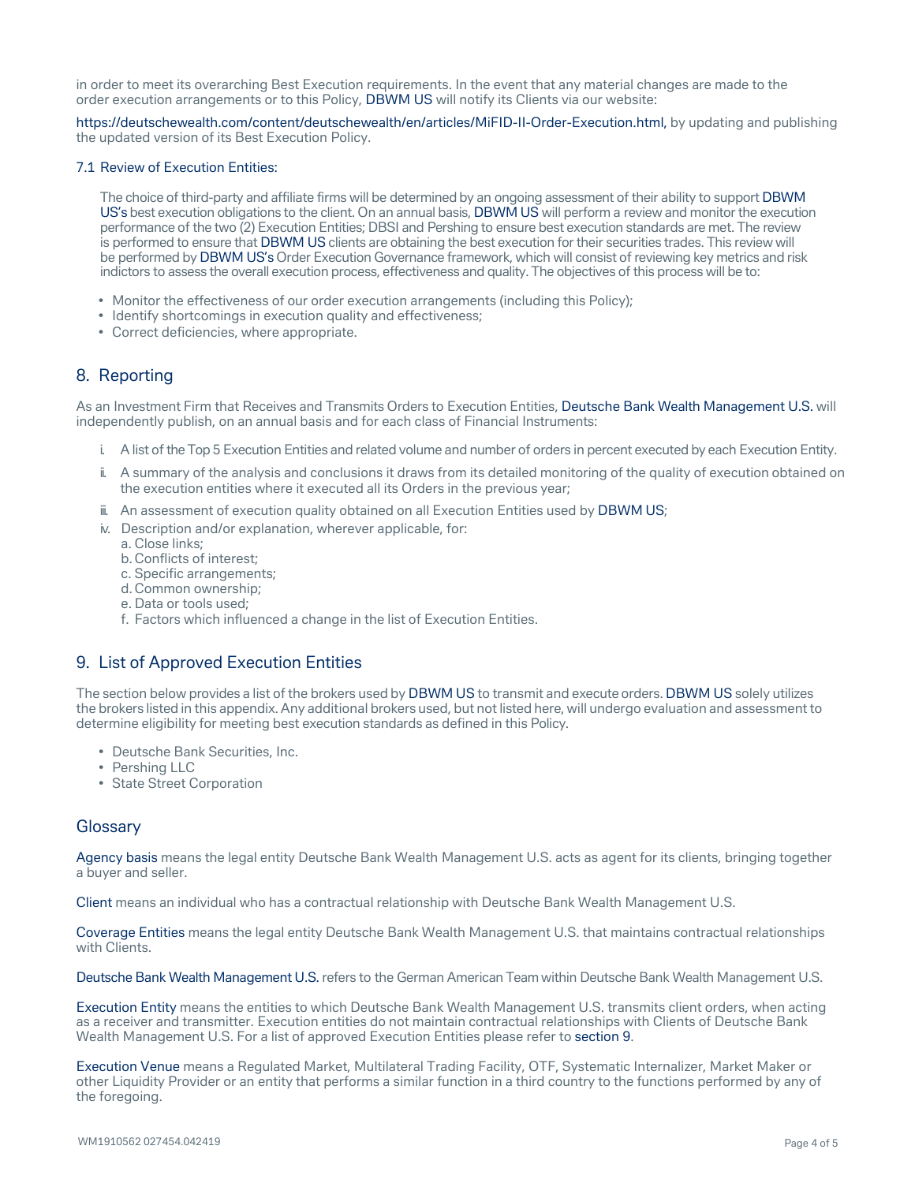in order to meet its overarching Best Execution requirements. In the event that any material changes are made to the order execution arrangements or to this Policy, DBWM US will notify its Clients via our website:

https://deutschewealth.com/content/deutschewealth/en/articles/MiFID-II-Order-Execution.html, by updating and publishing the updated version of its Best Execution Policy.

### 7.1 Review of Execution Entities:

The choice of third-party and affiliate firms will be determined by an ongoing assessment of their ability to support DBWM US's best execution obligations to the client. On an annual basis, DBWM US will perform a review and monitor the execution performance of the two (2) Execution Entities; DBSI and Pershing to ensure best execution standards are met. The review is performed to ensure that DBWM US clients are obtaining the best execution for their securities trades. This review will be performed by DBWM US's Order Execution Governance framework, which will consist of reviewing key metrics and risk indictors to assess the overall execution process, effectiveness and quality. The objectives of this process will be to:

- Monitor the effectiveness of our order execution arrangements (including this Policy);
- Identify shortcomings in execution quality and effectiveness;
- Correct deficiencies, where appropriate.

## 8. Reporting

As an Investment Firm that Receives and Transmits Orders to Execution Entities, Deutsche Bank Wealth Management U.S. will independently publish, on an annual basis and for each class of Financial Instruments:

i. A list of the Top 5 Execution Entities and related volume and number of orders in percent executed by each Execution Entity.

ii. A summary of the analysis and conclusions it draws from its detailed monitoring of the quality of execution obtained on the execution entities where it executed all its Orders in the previous year;

iii. An assessment of execution quality obtained on all Execution Entities used by DBWM US;

iv. Description and/or explanation, wherever applicable, for:
   a. Close links;
   b. Conflicts of interest;
   c. Specific arrangements;
   d. Common ownership;
   e. Data or tools used;
   f. Factors which influenced a change in the list of Execution Entities.

## 9. List of Approved Execution Entities

The section below provides a list of the brokers used by DBWM US to transmit and execute orders. DBWM US solely utilizes the brokers listed in this appendix. Any additional brokers used, but not listed here, will undergo evaluation and assessment to determine eligibility for meeting best execution standards as defined in this Policy.

- Deutsche Bank Securities, Inc.
- Pershing LLC
- State Street Corporation

## Glossary

**Agency basis** means the legal entity Deutsche Bank Wealth Management U.S. acts as agent for its clients, bringing together a buyer and seller.

**Client** means an individual who has a contractual relationship with Deutsche Bank Wealth Management U.S.

**Coverage Entities** means the legal entity Deutsche Bank Wealth Management U.S. that maintains contractual relationships with Clients.

**Deutsche Bank Wealth Management U.S.** refers to the German American Team within Deutsche Bank Wealth Management U.S.

**Execution Entity** means the entities to which Deutsche Bank Wealth Management U.S. transmits client orders, when acting as a receiver and transmitter. Execution entities do not maintain contractual relationships with Clients of Deutsche Bank Wealth Management U.S. For a list of approved Execution Entities please refer to section 9.

**Execution Venue** means a Regulated Market, Multilateral Trading Facility, OTF, Systematic Internalizer, Market Maker or other Liquidity Provider or an entity that performs a similar function in a third country to the functions performed by any of the foregoing.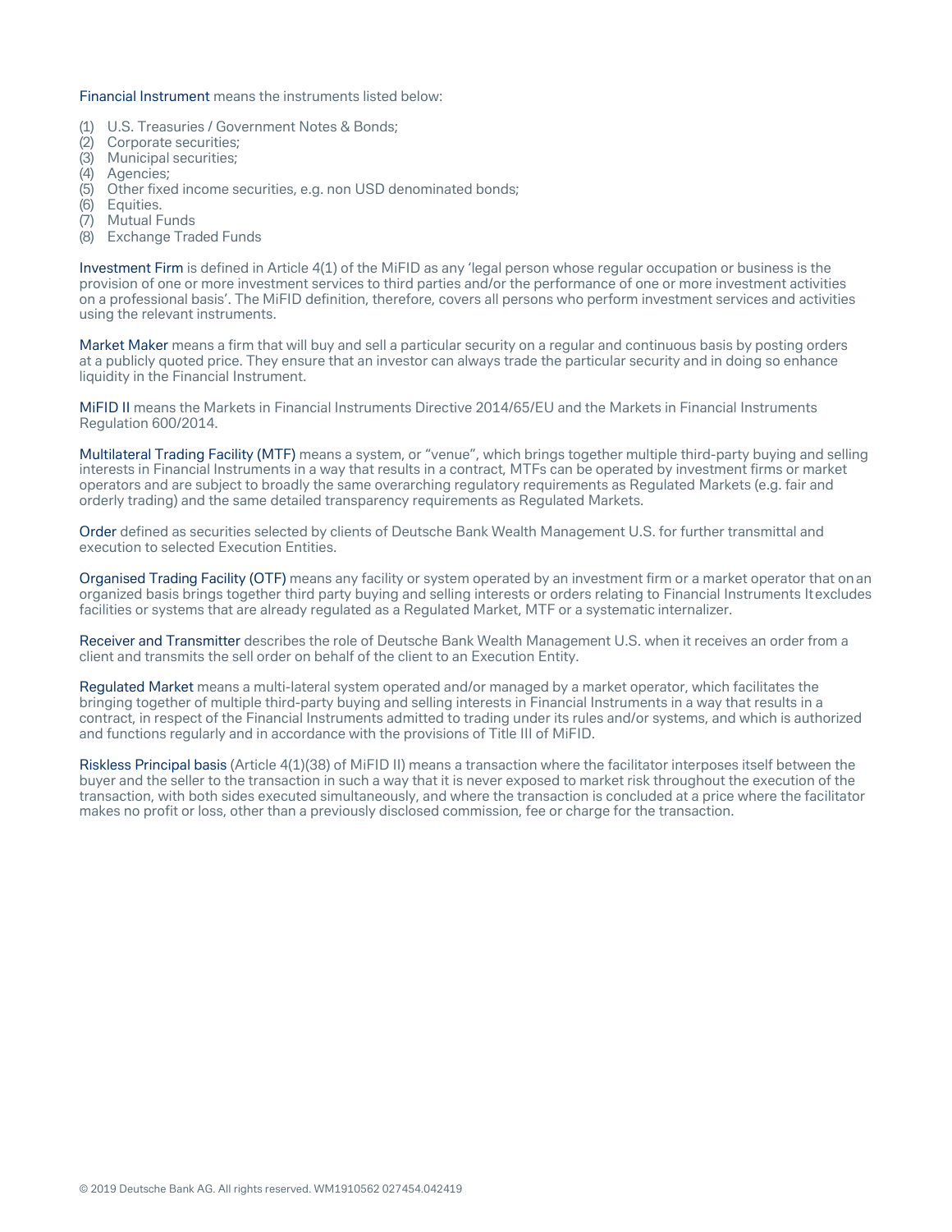Financial Instrument means the instruments listed below:

(1) U.S. Treasuries / Government Notes & Bonds;
(2) Corporate securities;
(3) Municipal securities;
(4) Agencies;
(5) Other fixed income securities, e.g. non USD denominated bonds;
(6) Equities.
(7) Mutual Funds
(8) Exchange Traded Funds

Investment Firm is defined in Article 4(1) of the MiFID as any 'legal person whose regular occupation or business is the provision of one or more investment services to third parties and/or the performance of one or more investment activities on a professional basis'. The MiFID definition, therefore, covers all persons who perform investment services and activities using the relevant instruments.

Market Maker means a firm that will buy and sell a particular security on a regular and continuous basis by posting orders at a publicly quoted price. They ensure that an investor can always trade the particular security and in doing so enhance liquidity in the Financial Instrument.

MiFID II means the Markets in Financial Instruments Directive 2014/65/EU and the Markets in Financial Instruments Regulation 600/2014.

Multilateral Trading Facility (MTF) means a system, or "venue", which brings together multiple third-party buying and selling interests in Financial Instruments in a way that results in a contract, MTFs can be operated by investment firms or market operators and are subject to broadly the same overarching regulatory requirements as Regulated Markets (e.g. fair and orderly trading) and the same detailed transparency requirements as Regulated Markets.

Order defined as securities selected by clients of Deutsche Bank Wealth Management U.S. for further transmittal and execution to selected Execution Entities.

Organised Trading Facility (OTF) means any facility or system operated by an investment firm or a market operator that on an organized basis brings together third party buying and selling interests or orders relating to Financial Instruments It excludes facilities or systems that are already regulated as a Regulated Market, MTF or a systematic internalizer.

Receiver and Transmitter describes the role of Deutsche Bank Wealth Management U.S. when it receives an order from a client and transmits the sell order on behalf of the client to an Execution Entity.

Regulated Market means a multi-lateral system operated and/or managed by a market operator, which facilitates the bringing together of multiple third-party buying and selling interests in Financial Instruments in a way that results in a contract, in respect of the Financial Instruments admitted to trading under its rules and/or systems, and which is authorized and functions regularly and in accordance with the provisions of Title III of MiFID.

Riskless Principal basis (Article 4(1)(38) of MiFID II) means a transaction where the facilitator interposes itself between the buyer and the seller to the transaction in such a way that it is never exposed to market risk throughout the execution of the transaction, with both sides executed simultaneously, and where the transaction is concluded at a price where the facilitator makes no profit or loss, other than a previously disclosed commission, fee or charge for the transaction.

© 2019 Deutsche Bank AG. All rights reserved. WM1910562 027454.042419